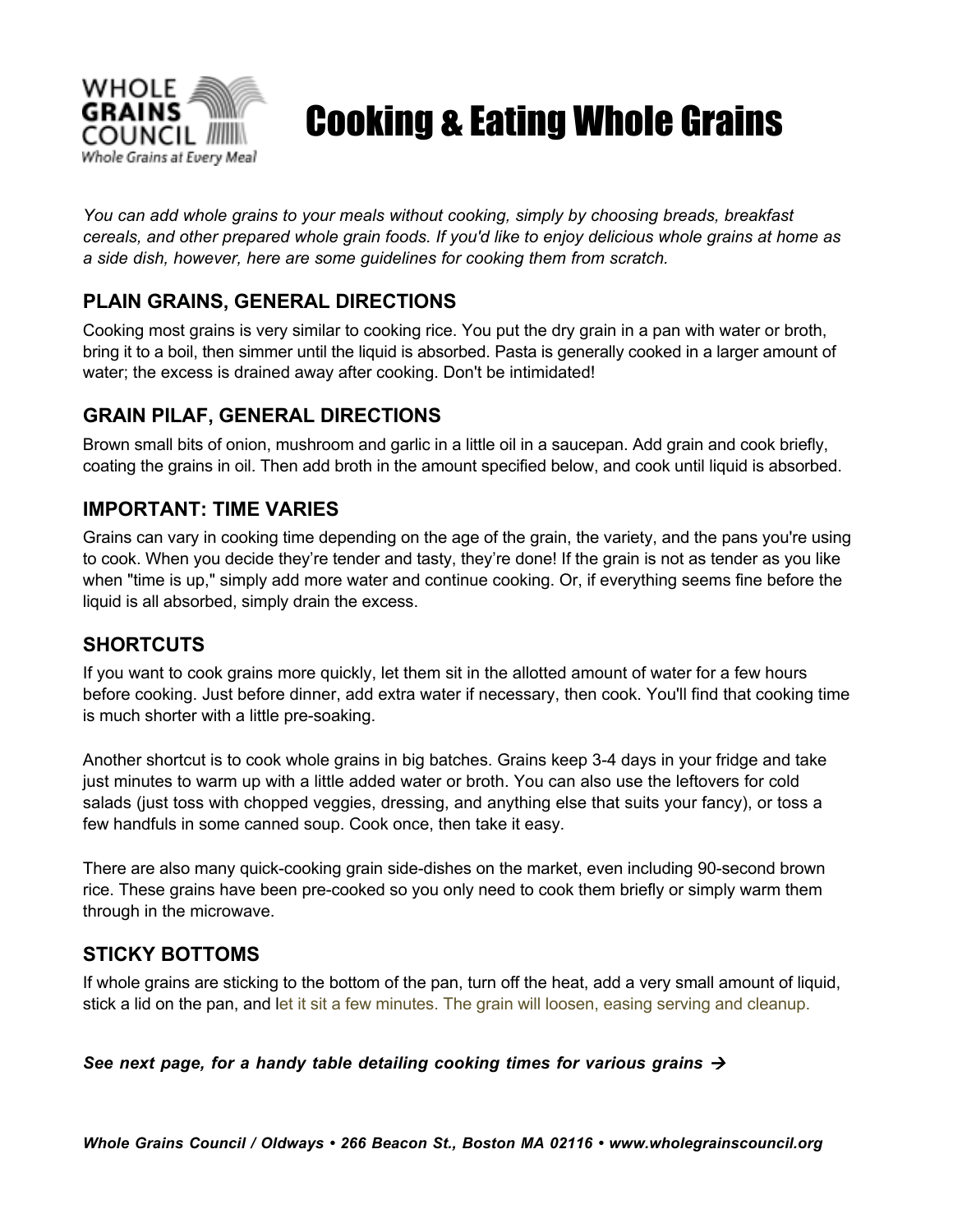# Cooking & Eating Whole Grains

*You can add whole grains to your meals without cooking, simply by choosing breads, breakfast cereals, and other prepared whole grain foods. If you'd like to enjoy delicious whole grains at home as a side dish, however, here are some guidelines for cooking them from scratch.*

## PLAIN GRAINS, GENERAL DIRECTIONS

Cooking most grains is very similar to cooking rice. You put the dry grain in a pan with water or broth, bring it to a boil, then simmer until the liquid is absorbed. Pasta is generally cooked in a larger amount of water; the excess is drained away after cooking. Don't be intimidated!

## GRAIN PILAF, GENERAL DIRECTIONS

Brown small bits of onion, mushroom and garlic in a little oil in a saucepan. Add grain and cook briefly, coating the grains in oil. Then add broth in the amount specified below, and cook until liquid is absorbed.

## IMPORTANT: TIME VARIES

Grains can vary in cooking time depending on the age of the grain, the variety, and the pans you're using to cook. When you decide they're tender and tasty, they're done! If the grain is not as tender as you like when "time is up," simply add more water and continue cooking. Or, if everything seems fine before the liquid is all absorbed, simply drain the excess.

## SHORTCUTS

If you want to cook grains more quickly, let them sit in the allotted amount of water for a few hours before cooking. Just before dinner, add extra water if necessary, then cook. You'll find that cooking time is much shorter with a little pre-soaking.

Another shortcut is to cook whole grains in big batches. Grains keep 3-4 days in your fridge and take just minutes to warm up with a little added water or broth. You can also use the leftovers for cold salads (just toss with chopped veggies, dressing, and anything else that suits your fancy), or toss a few handfuls in some canned soup. Cook once, then take it easy.

There are also many quick-cooking grain side-dishes on the market, even including 90-second brown rice. These grains have been pre-cooked so you only need to cook them briefly or simply warm them through in the microwave.

## STICKY BOTTOMS

If whole grains are sticking to the bottom of the pan, turn off the heat, add a very small amount of liquid, stick a lid on the pan, and let it sit a few minutes. The grain will loosen, easing serving and cleanup.

***See next page, for a handy table detailing cooking times for various grains →***

***Whole Grains Council / Oldways • 266 Beacon St., Boston MA 02116 • www.wholegrainscouncil.org***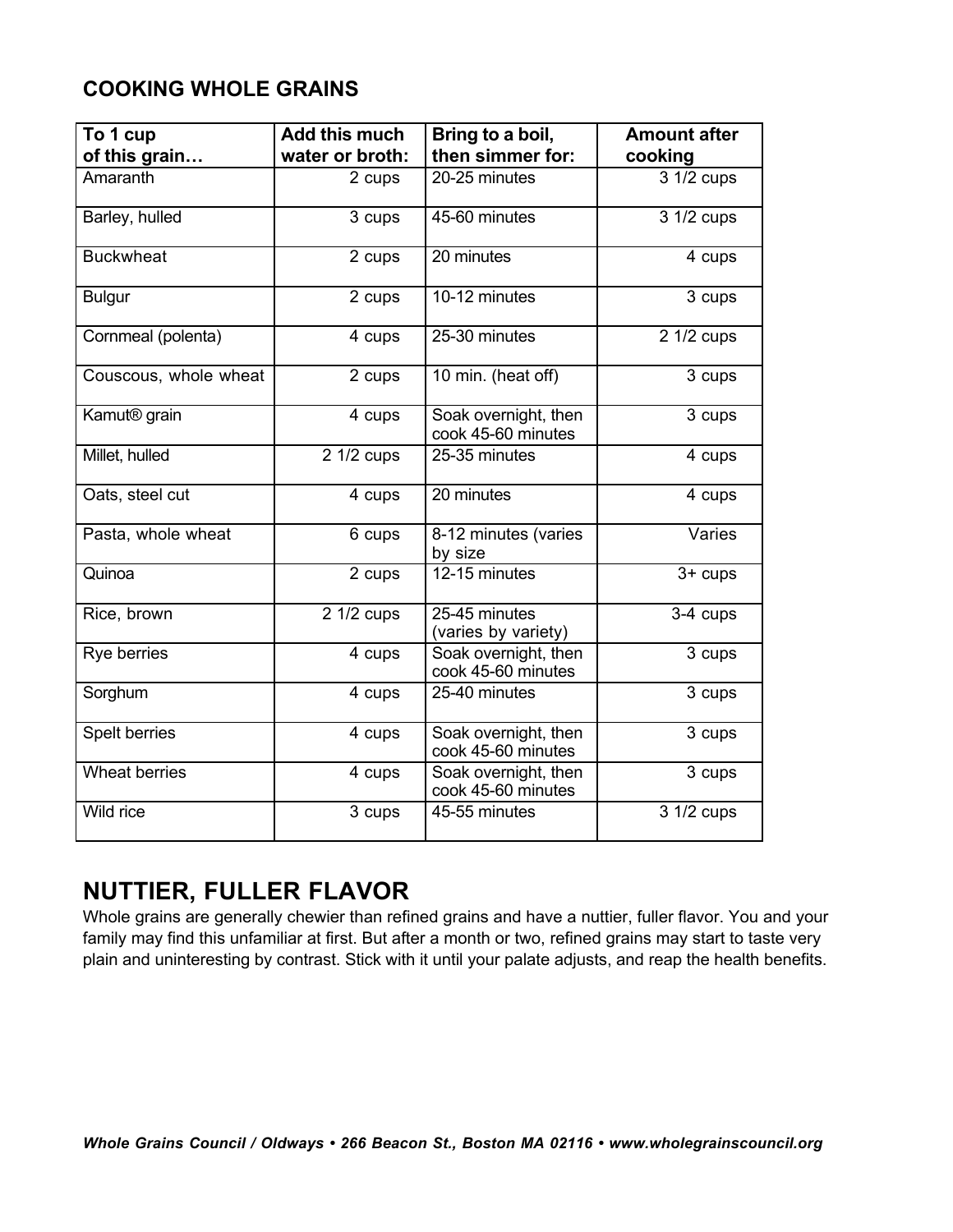## COOKING WHOLE GRAINS

| To 1 cup of this grain… | Add this much water or broth: | Bring to a boil, then simmer for: | Amount after cooking |
|---|---|---|---|
| Amaranth | 2 cups | 20-25 minutes | 3 1/2 cups |
| Barley, hulled | 3 cups | 45-60 minutes | 3 1/2 cups |
| Buckwheat | 2 cups | 20 minutes | 4 cups |
| Bulgur | 2 cups | 10-12 minutes | 3 cups |
| Cornmeal (polenta) | 4 cups | 25-30 minutes | 2 1/2 cups |
| Couscous, whole wheat | 2 cups | 10 min. (heat off) | 3 cups |
| Kamut® grain | 4 cups | Soak overnight, then cook 45-60 minutes | 3 cups |
| Millet, hulled | 2 1/2 cups | 25-35 minutes | 4 cups |
| Oats, steel cut | 4 cups | 20 minutes | 4 cups |
| Pasta, whole wheat | 6 cups | 8-12 minutes (varies by size | Varies |
| Quinoa | 2 cups | 12-15 minutes | 3+ cups |
| Rice, brown | 2 1/2 cups | 25-45 minutes (varies by variety) | 3-4 cups |
| Rye berries | 4 cups | Soak overnight, then cook 45-60 minutes | 3 cups |
| Sorghum | 4 cups | 25-40 minutes | 3 cups |
| Spelt berries | 4 cups | Soak overnight, then cook 45-60 minutes | 3 cups |
| Wheat berries | 4 cups | Soak overnight, then cook 45-60 minutes | 3 cups |
| Wild rice | 3 cups | 45-55 minutes | 3 1/2 cups |

## NUTTIER, FULLER FLAVOR

Whole grains are generally chewier than refined grains and have a nuttier, fuller flavor. You and your family may find this unfamiliar at first. But after a month or two, refined grains may start to taste very plain and uninteresting by contrast. Stick with it until your palate adjusts, and reap the health benefits.

***Whole Grains Council / Oldways • 266 Beacon St., Boston MA 02116 • www.wholegrainscouncil.org***